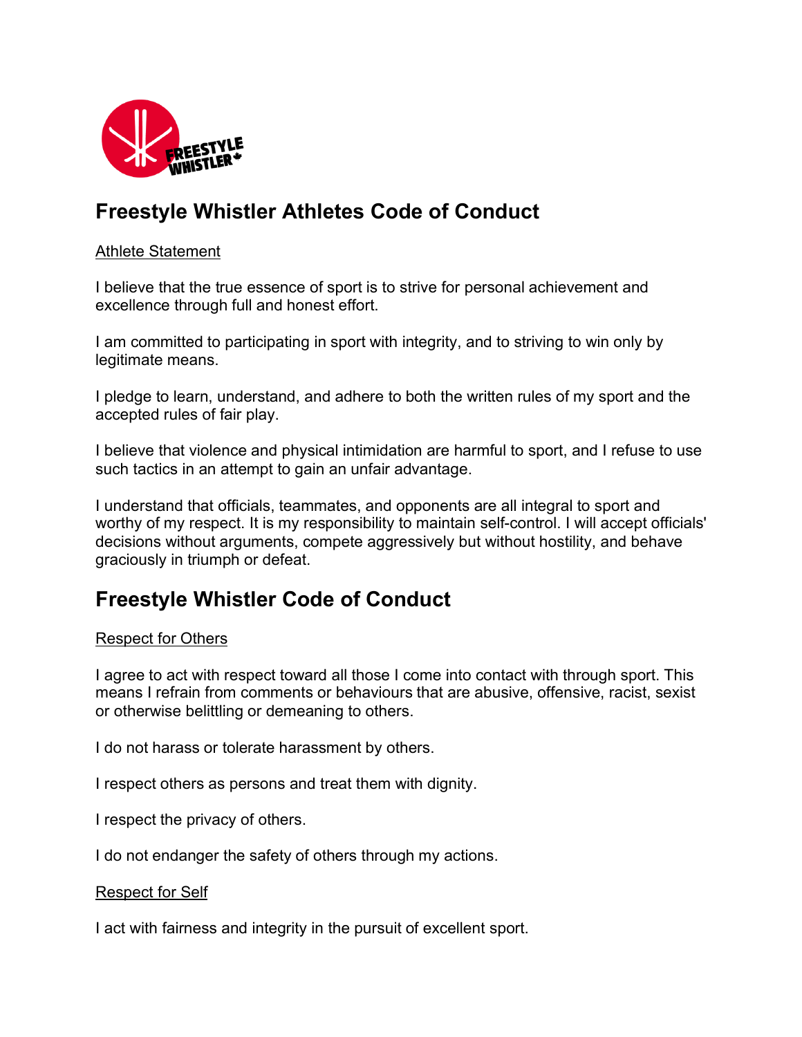# Freestyle Whistler Athletes Code of Conduct

Athlete Statement

I believe that the true essence of sport is to strive for personal achievement and excellence through full and honest effort.

I am committed to participating in sport with integrity, and to striving to win only by legitimate means.

I pledge to learn, understand, and adhere to both the written rules of my sport and the accepted rules of fair play.

I believe that violence and physical intimidation are harmful to sport, and I refuse to use such tactics in an attempt to gain an unfair advantage.

I understand that officials, teammates, and opponents are all integral to sport and worthy of my respect. It is my responsibility to maintain self-control. I will accept officials' decisions without arguments, compete aggressively but without hostility, and behave graciously in triumph or defeat.

# Freestyle Whistler Code of Conduct

Respect for Others

I agree to act with respect toward all those I come into contact with through sport. This means I refrain from comments or behaviours that are abusive, offensive, racist, sexist or otherwise belittling or demeaning to others.

I do not harass or tolerate harassment by others.

I respect others as persons and treat them with dignity.

I respect the privacy of others.

I do not endanger the safety of others through my actions.

Respect for Self

I act with fairness and integrity in the pursuit of excellent sport.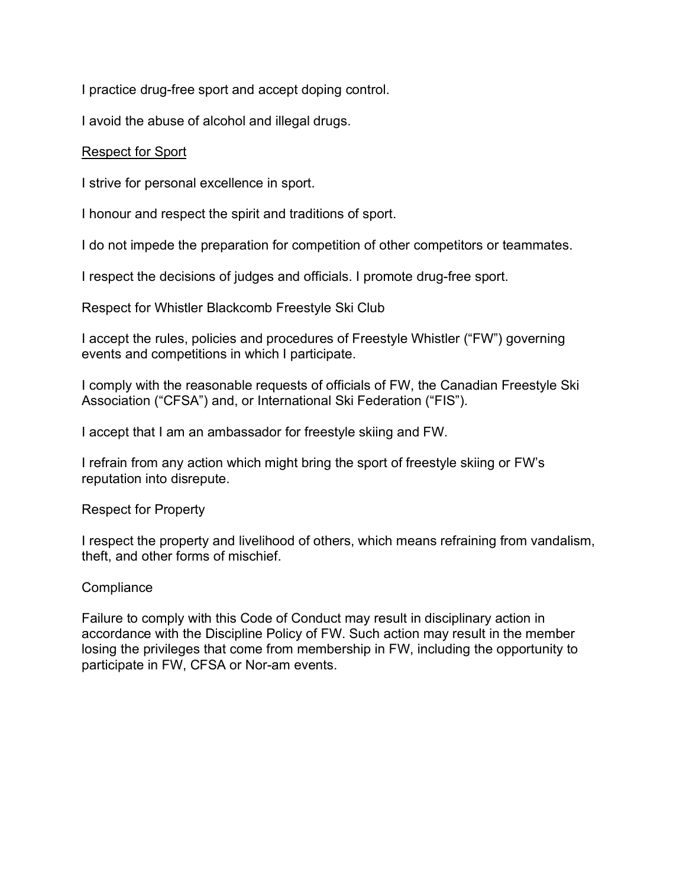I practice drug-free sport and accept doping control.

I avoid the abuse of alcohol and illegal drugs.

<u>Respect for Sport</u>

I strive for personal excellence in sport.

I honour and respect the spirit and traditions of sport.

I do not impede the preparation for competition of other competitors or teammates.

I respect the decisions of judges and officials. I promote drug-free sport.

Respect for Whistler Blackcomb Freestyle Ski Club

I accept the rules, policies and procedures of Freestyle Whistler ("FW") governing events and competitions in which I participate.

I comply with the reasonable requests of officials of FW, the Canadian Freestyle Ski Association ("CFSA") and, or International Ski Federation ("FIS").

I accept that I am an ambassador for freestyle skiing and FW.

I refrain from any action which might bring the sport of freestyle skiing or FW's reputation into disrepute.

Respect for Property

I respect the property and livelihood of others, which means refraining from vandalism, theft, and other forms of mischief.

Compliance

Failure to comply with this Code of Conduct may result in disciplinary action in accordance with the Discipline Policy of FW. Such action may result in the member losing the privileges that come from membership in FW, including the opportunity to participate in FW, CFSA or Nor-am events.